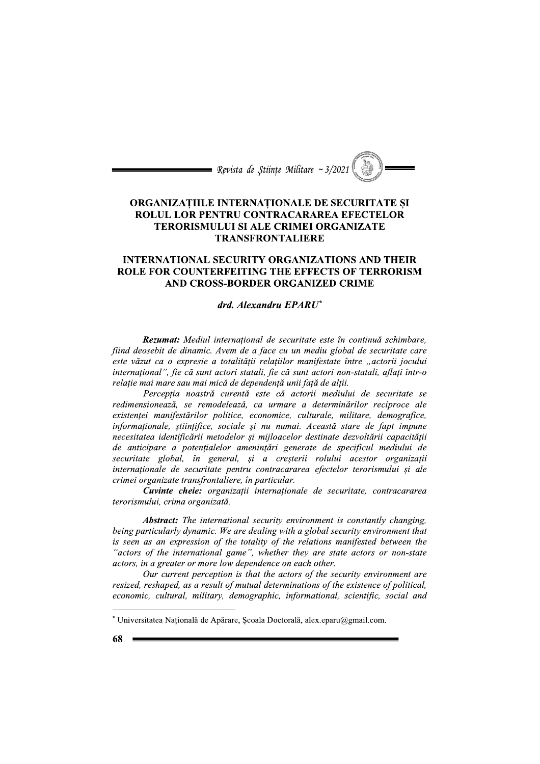# ORGANIZAȚIILE INTERNAȚIONALE DE SECURITATE ȘI ROLUL LOR PENTRU CONTRACARAREA EFECTELOR TERORISMULUI SI ALE CRIMEI ORGANIZATE TRANSFRONTALIERE

# INTERNATIONAL SECURITY ORGANIZATIONS AND THEIR ROLE FOR COUNTERFEITING THE EFFECTS OF TERRORISM AND CROSS-BORDER ORGANIZED CRIME

***drd. Alexandru EPARU*[*]***

***Rezumat:*** *Mediul internațional de securitate este în continuă schimbare, fiind deosebit de dinamic. Avem de a face cu un mediu global de securitate care este văzut ca o expresie a totalității relațiilor manifestate între „actorii jocului internațional", fie că sunt actori statali, fie că sunt actori non-statali, aflați într-o relație mai mare sau mai mică de dependență unii față de alții.*

*Percepția noastră curentă este că actorii mediului de securitate se redimensionează, se remodelează, ca urmare a determinărilor reciproce ale existenței manifestărilor politice, economice, culturale, militare, demografice, informaționale, științifice, sociale și nu numai. Această stare de fapt impune necesitatea identificării metodelor și mijloacelor destinate dezvoltării capacității de anticipare a potențialelor amenințări generate de specificul mediului de securitate global, în general, și a creșterii rolului acestor organizații internaționale de securitate pentru contracararea efectelor terorismului și ale crimei organizate transfrontaliere, în particular.*

***Cuvinte cheie:*** *organizații internaționale de securitate, contracararea terorismului, crima organizată.*

***Abstract:*** *The international security environment is constantly changing, being particularly dynamic. We are dealing with a global security environment that is seen as an expression of the totality of the relations manifested between the "actors of the international game", whether they are state actors or non-state actors, in a greater or more low dependence on each other.*

*Our current perception is that the actors of the security environment are resized, reshaped, as a result of mutual determinations of the existence of political, economic, cultural, military, demographic, informational, scientific, social and*

[*] Universitatea Națională de Apărare, Școala Doctorală, alex.eparu@gmail.com.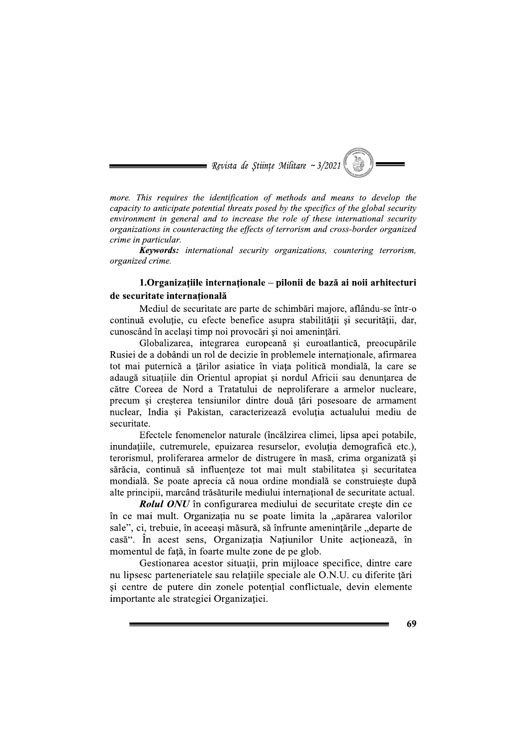*more. This requires the identification of methods and means to develop the capacity to anticipate potential threats posed by the specifics of the global security environment in general and to increase the role of these international security organizations in counteracting the effects of terrorism and cross-border organized crime in particular.*

***Keywords:*** *international security organizations, countering terrorism, organized crime.*

## 1.Organizațiile internaționale – pilonii de bază ai noii arhitecturi de securitate internațională

Mediul de securitate are parte de schimbări majore, aflându-se într-o continuă evoluție, cu efecte benefice asupra stabilității și securității, dar, cunoscând în același timp noi provocări și noi amenințări.

Globalizarea, integrarea europeană și euroatlantică, preocupările Rusiei de a dobândi un rol de decizie în problemele internaționale, afirmarea tot mai puternică a țărilor asiatice în viața politică mondială, la care se adaugă situațiile din Orientul apropiat și nordul Africii sau denunțarea de către Coreea de Nord a Tratatului de neproliferare a armelor nucleare, precum și creșterea tensiunilor dintre două țări posesoare de armament nuclear, India și Pakistan, caracterizează evoluția actualului mediu de securitate.

Efectele fenomenelor naturale (încălzirea climei, lipsa apei potabile, inundațiile, cutremurele, epuizarea resurselor, evoluția demografică etc.), terorismul, proliferarea armelor de distrugere în masă, crima organizată și sărăcia, continuă să influențeze tot mai mult stabilitatea și securitatea mondială. Se poate aprecia că noua ordine mondială se construiește după alte principii, marcând trăsăturile mediului internațional de securitate actual.

***Rolul ONU*** în configurarea mediului de securitate crește din ce în ce mai mult. Organizația nu se poate limita la „apărarea valorilor sale", ci, trebuie, în aceeași măsură, să înfrunte amenințările „departe de casă". În acest sens, Organizația Națiunilor Unite acționează, în momentul de față, în foarte multe zone de pe glob.

Gestionarea acestor situații, prin mijloace specifice, dintre care nu lipsesc parteneriatele sau relațiile speciale ale O.N.U. cu diferite țări și centre de putere din zonele potențial conflictuale, devin elemente importante ale strategiei Organizației.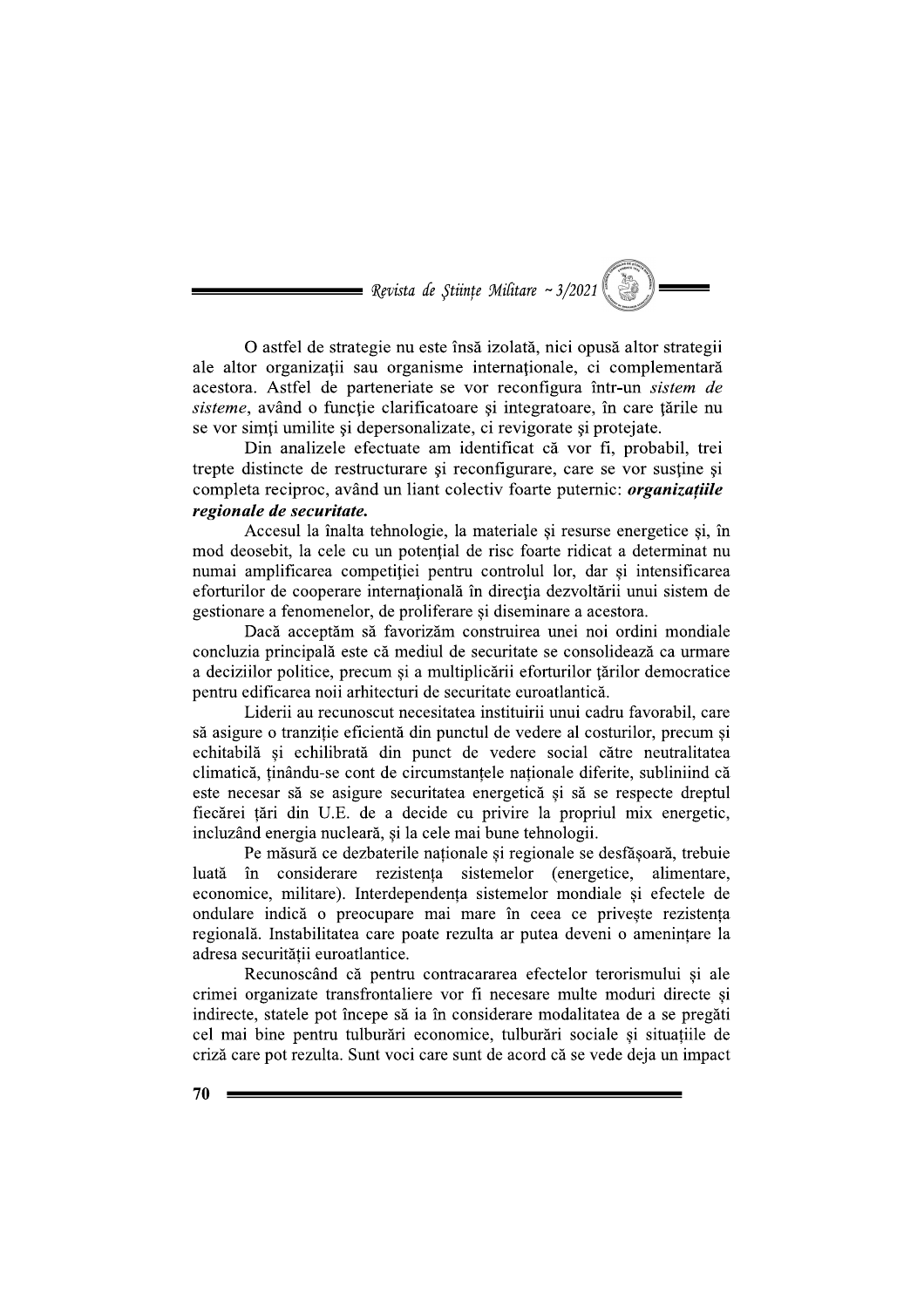O astfel de strategie nu este însă izolată, nici opusă altor strategii ale altor organizații sau organisme internaționale, ci complementară acestora. Astfel de parteneriate se vor reconfigura într-un *sistem de sisteme*, având o funcție clarificatoare și integratoare, în care țările nu se vor simți umilite și depersonalizate, ci revigorate și protejate.

Din analizele efectuate am identificat că vor fi, probabil, trei trepte distincte de restructurare și reconfigurare, care se vor susține și completa reciproc, având un liant colectiv foarte puternic: ***organizațiile regionale de securitate.***

Accesul la înalta tehnologie, la materiale și resurse energetice și, în mod deosebit, la cele cu un potențial de risc foarte ridicat a determinat nu numai amplificarea competiției pentru controlul lor, dar și intensificarea eforturilor de cooperare internațională în direcția dezvoltării unui sistem de gestionare a fenomenelor, de proliferare și diseminare a acestora.

Dacă acceptăm să favorizăm construirea unei noi ordini mondiale concluzia principală este că mediul de securitate se consolidează ca urmare a deciziilor politice, precum și a multiplicării eforturilor țărilor democratice pentru edificarea noii arhitecturi de securitate euroatlantică.

Liderii au recunoscut necesitatea instituirii unui cadru favorabil, care să asigure o tranziție eficientă din punctul de vedere al costurilor, precum și echitabilă și echilibrată din punct de vedere social către neutralitatea climatică, ținându-se cont de circumstanțele naționale diferite, subliniind că este necesar să se asigure securitatea energetică și să se respecte dreptul fiecărei țări din U.E. de a decide cu privire la propriul mix energetic, incluzând energia nucleară, și la cele mai bune tehnologii.

Pe măsură ce dezbaterile naționale și regionale se desfășoară, trebuie luată în considerare rezistența sistemelor (energetice, alimentare, economice, militare). Interdependența sistemelor mondiale și efectele de ondulare indică o preocupare mai mare în ceea ce privește rezistența regională. Instabilitatea care poate rezulta ar putea deveni o amenințare la adresa securității euroatlantice.

Recunoscând că pentru contracararea efectelor terorismului și ale crimei organizate transfrontaliere vor fi necesare multe moduri directe și indirecte, statele pot începe să ia în considerare modalitatea de a se pregăti cel mai bine pentru tulburări economice, tulburări sociale și situațiile de criză care pot rezulta. Sunt voci care sunt de acord că se vede deja un impact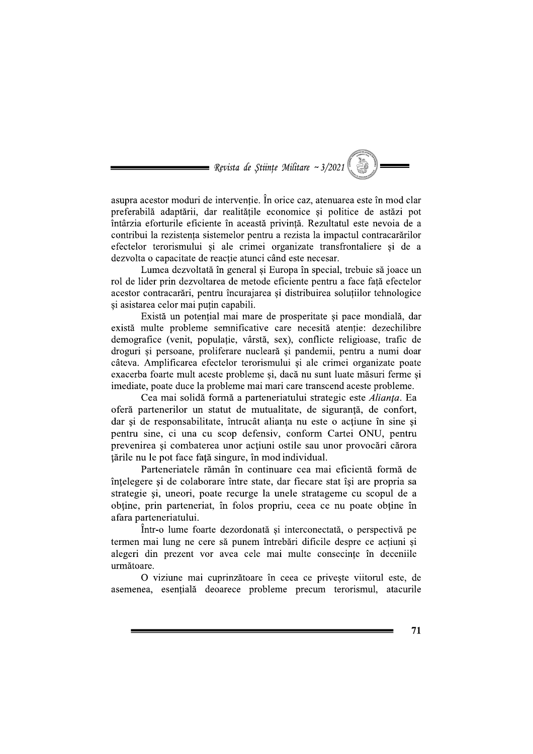asupra acestor moduri de intervenție. În orice caz, atenuarea este în mod clar preferabilă adaptării, dar realitățile economice și politice de astăzi pot întârzia eforturile eficiente în această privință. Rezultatul este nevoia de a contribui la rezistența sistemelor pentru a rezista la impactul contracarărilor efectelor terorismului și ale crimei organizate transfrontaliere și de a dezvolta o capacitate de reacție atunci când este necesar.

Lumea dezvoltată în general și Europa în special, trebuie să joace un rol de lider prin dezvoltarea de metode eficiente pentru a face față efectelor acestor contracarări, pentru încurajarea și distribuirea soluțiilor tehnologice și asistarea celor mai puțin capabili.

Există un potențial mai mare de prosperitate și pace mondială, dar există multe probleme semnificative care necesită atenție: dezechilibre demografice (venit, populație, vârstă, sex), conflicte religioase, trafic de droguri și persoane, proliferare nucleară și pandemii, pentru a numi doar câteva. Amplificarea efectelor terorismului și ale crimei organizate poate exacerba foarte mult aceste probleme și, dacă nu sunt luate măsuri ferme și imediate, poate duce la probleme mai mari care transcend aceste probleme.

Cea mai solidă formă a parteneriatului strategic este *Alianța*. Ea oferă partenerilor un statut de mutualitate, de siguranță, de confort, dar și de responsabilitate, întrucât alianța nu este o acțiune în sine și pentru sine, ci una cu scop defensiv, conform Cartei ONU, pentru prevenirea și combaterea unor acțiuni ostile sau unor provocări cărora țările nu le pot face față singure, în mod individual.

Parteneriatele rămân în continuare cea mai eficientă formă de înțelegere și de colaborare între state, dar fiecare stat își are propria sa strategie și, uneori, poate recurge la unele stratageme cu scopul de a obține, prin parteneriat, în folos propriu, ceea ce nu poate obține în afara parteneriatului.

Într-o lume foarte dezordonată și interconectată, o perspectivă pe termen mai lung ne cere să punem întrebări dificile despre ce acțiuni și alegeri din prezent vor avea cele mai multe consecințe în deceniile următoare.

O viziune mai cuprinzătoare în ceea ce privește viitorul este, de asemenea, esențială deoarece probleme precum terorismul, atacurile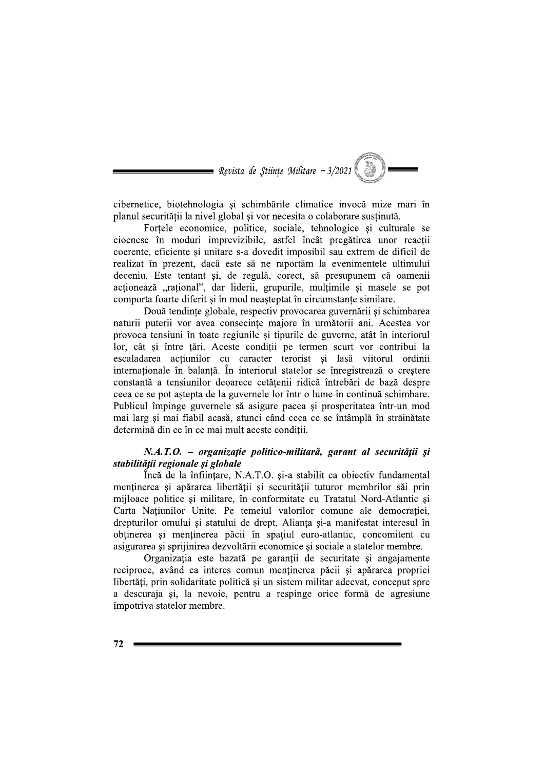cibernetice, biotehnologia și schimbările climatice invocă mize mari în planul securității la nivel global și vor necesita o colaborare susținută.

Forțele economice, politice, sociale, tehnologice și culturale se ciocnesc în moduri imprevizibile, astfel încât pregătirea unor reacții coerente, eficiente și unitare s-a dovedit imposibil sau extrem de dificil de realizat în prezent, dacă este să ne raportăm la evenimentele ultimului deceniu. Este tentant și, de regulă, corect, să presupunem că oamenii acționează „rațional", dar liderii, grupurile, mulțimile și masele se pot comporta foarte diferit și în mod neașteptat în circumstanțe similare.

Două tendințe globale, respectiv provocarea guvernării și schimbarea naturii puterii vor avea consecințe majore în următorii ani. Acestea vor provoca tensiuni în toate regiunile și tipurile de guverne, atât în interiorul lor, cât și între țări. Aceste condiții pe termen scurt vor contribui la escaladarea acțiunilor cu caracter terorist și lasă viitorul ordinii internaționale în balanță. În interiorul statelor se înregistrează o creștere constantă a tensiunilor deoarece cetățenii ridică întrebări de bază despre ceea ce se pot aștepta de la guvernele lor într-o lume în continuă schimbare. Publicul împinge guvernele să asigure pacea și prosperitatea într-un mod mai larg și mai fiabil acasă, atunci când ceea ce se întâmplă în străinătate determină din ce în ce mai mult aceste condiții.

### ***N.A.T.O. – organizație politico-militară, garant al securității și stabilității regionale și globale***

Încă de la înființare, N.A.T.O. și-a stabilit ca obiectiv fundamental menținerea și apărarea libertății și securității tuturor membrilor săi prin mijloace politice și militare, în conformitate cu Tratatul Nord-Atlantic și Carta Națiunilor Unite. Pe temeiul valorilor comune ale democrației, drepturilor omului și statului de drept, Alianța și-a manifestat interesul în obținerea și menținerea păcii în spațiul euro-atlantic, concomitent cu asigurarea și sprijinirea dezvoltării economice și sociale a statelor membre.

Organizația este bazată pe garanții de securitate și angajamente reciproce, având ca interes comun menținerea păcii și apărarea propriei libertăți, prin solidaritate politică și un sistem militar adecvat, conceput spre a descuraja și, la nevoie, pentru a respinge orice formă de agresiune împotriva statelor membre.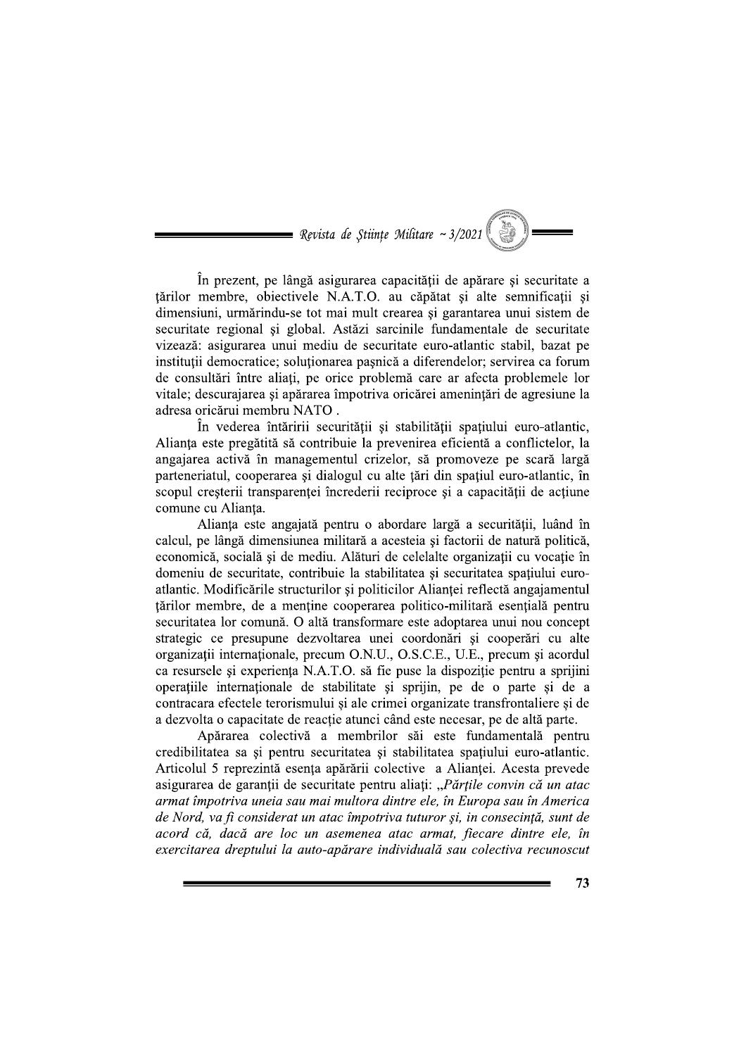În prezent, pe lângă asigurarea capacității de apărare și securitate a țărilor membre, obiectivele N.A.T.O. au căpătat și alte semnificații și dimensiuni, urmărindu-se tot mai mult crearea și garantarea unui sistem de securitate regional și global. Astăzi sarcinile fundamentale de securitate vizează: asigurarea unui mediu de securitate euro-atlantic stabil, bazat pe instituții democratice; soluționarea pașnică a diferendelor; servirea ca forum de consultări între aliați, pe orice problemă care ar afecta problemele lor vitale; descurajarea și apărarea împotriva oricărei amenințări de agresiune la adresa oricărui membru NATO .

În vederea întăririi securității și stabilității spațiului euro-atlantic, Alianța este pregătită să contribuie la prevenirea eficientă a conflictelor, la angajarea activă în managementul crizelor, să promoveze pe scară largă parteneriatul, cooperarea și dialogul cu alte țări din spațiul euro-atlantic, în scopul creșterii transparenței încrederii reciproce și a capacității de acțiune comune cu Alianța.

Alianța este angajată pentru o abordare largă a securității, luând în calcul, pe lângă dimensiunea militară a acesteia și factorii de natură politică, economică, socială și de mediu. Alături de celelalte organizații cu vocație în domeniu de securitate, contribuie la stabilitatea și securitatea spațiului euro-atlantic. Modificările structurilor și politicilor Alianței reflectă angajamentul țărilor membre, de a menține cooperarea politico-militară esențială pentru securitatea lor comună. O altă transformare este adoptarea unui nou concept strategic ce presupune dezvoltarea unei coordonări și cooperări cu alte organizații internaționale, precum O.N.U., O.S.C.E., U.E., precum și acordul ca resursele și experiența N.A.T.O. să fie puse la dispoziție pentru a sprijini operațiile internaționale de stabilitate și sprijin, pe de o parte și de a contracara efectele terorismului și ale crimei organizate transfrontaliere și de a dezvolta o capacitate de reacție atunci când este necesar, pe de altă parte.

Apărarea colectivă a membrilor săi este fundamentală pentru credibilitatea sa și pentru securitatea și stabilitatea spațiului euro-atlantic. Articolul 5 reprezintă esența apărării colective a Alianței. Acesta prevede asigurarea de garanții de securitate pentru aliați: *„Părțile convin că un atac armat împotriva uneia sau mai multora dintre ele, în Europa sau în America de Nord, va fi considerat un atac împotriva tuturor și, in consecință, sunt de acord că, dacă are loc un asemenea atac armat, fiecare dintre ele, în exercitarea dreptului la auto-apărare individuală sau colectiva recunoscut*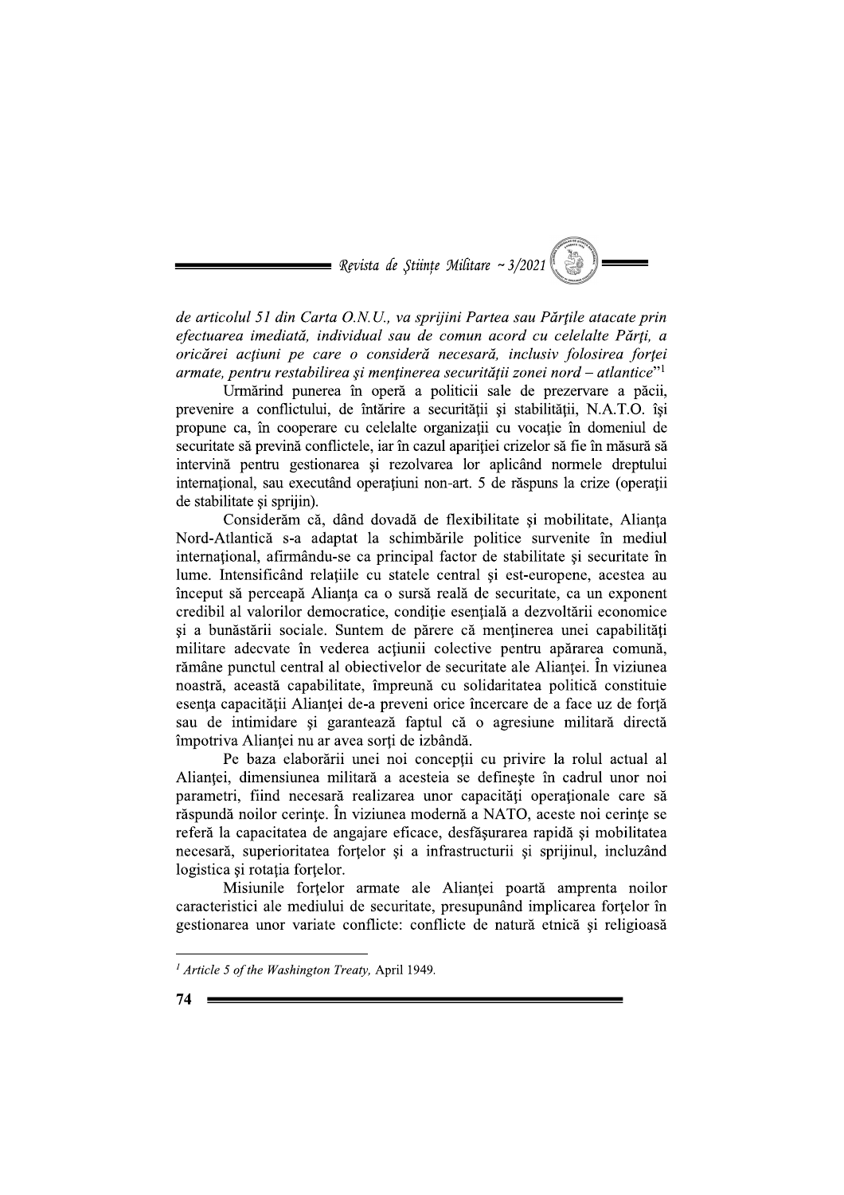*de articolul 51 din Carta O.N.U., va sprijini Partea sau Părțile atacate prin efectuarea imediată, individual sau de comun acord cu celelalte Părți, a oricărei acțiuni pe care o consideră necesară, inclusiv folosirea forței armate, pentru restabilirea și menținerea securității zonei nord – atlantice*"[1]

Urmărind punerea în operă a politicii sale de prezervare a păcii, prevenire a conflictului, de întărire a securității și stabilității, N.A.T.O. își propune ca, în cooperare cu celelalte organizații cu vocație în domeniul de securitate să prevină conflictele, iar în cazul apariției crizelor să fie în măsură să intervină pentru gestionarea și rezolvarea lor aplicând normele dreptului internațional, sau executând operațiuni non-art. 5 de răspuns la crize (operații de stabilitate și sprijin).

Considerăm că, dând dovadă de flexibilitate și mobilitate, Alianța Nord-Atlantică s-a adaptat la schimbările politice survenite în mediul internațional, afirmându-se ca principal factor de stabilitate și securitate în lume. Intensificând relațiile cu statele central și est-europene, acestea au început să perceapă Alianța ca o sursă reală de securitate, ca un exponent credibil al valorilor democratice, condiție esențială a dezvoltării economice și a bunăstării sociale. Suntem de părere că menținerea unei capabilități militare adecvate în vederea acțiunii colective pentru apărarea comună, rămâne punctul central al obiectivelor de securitate ale Alianței. În viziunea noastră, această capabilitate, împreună cu solidaritatea politică constituie esența capacității Alianței de-a preveni orice încercare de a face uz de forță sau de intimidare și garantează faptul că o agresiune militară directă împotriva Alianței nu ar avea sorți de izbândă.

Pe baza elaborării unei noi concepții cu privire la rolul actual al Alianței, dimensiunea militară a acesteia se definește în cadrul unor noi parametri, fiind necesară realizarea unor capacități operaționale care să răspundă noilor cerințe. În viziunea modernă a NATO, aceste noi cerințe se referă la capacitatea de angajare eficace, desfășurarea rapidă și mobilitatea necesară, superioritatea forțelor și a infrastructurii și sprijinul, incluzând logistica și rotația forțelor.

Misiunile forțelor armate ale Alianței poartă amprenta noilor caracteristici ale mediului de securitate, presupunând implicarea forțelor în gestionarea unor variate conflicte: conflicte de natură etnică și religioasă

---

[1] *Article 5 of the Washington Treaty,* April 1949.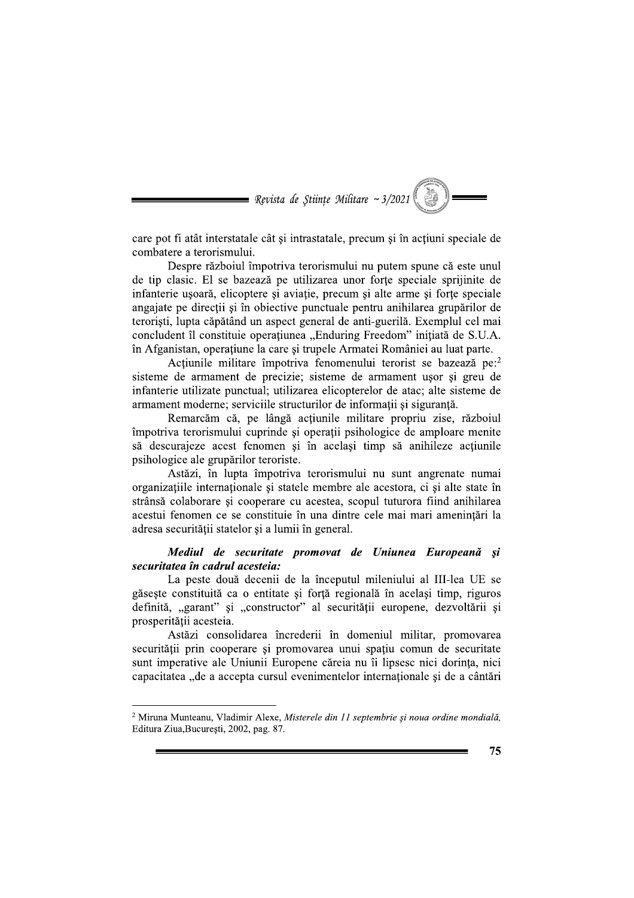care pot fi atât interstatale cât şi intrastatale, precum şi în acţiuni speciale de combatere a terorismului.

Despre războiul împotriva terorismului nu putem spune că este unul de tip clasic. El se bazează pe utilizarea unor forţe speciale sprijinite de infanterie uşoară, elicoptere şi aviaţie, precum şi alte arme şi forţe speciale angajate pe direcţii şi în obiective punctuale pentru anihilarea grupărilor de terorişti, lupta căpătând un aspect general de anti-guerilă. Exemplul cel mai concludent îl constituie operaţiunea „Enduring Freedom" iniţiată de S.U.A. în Afganistan, operaţiune la care şi trupele Armatei României au luat parte.

Acţiunile militare împotriva fenomenului terorist se bazează pe:[2] sisteme de armament de precizie; sisteme de armament uşor şi greu de infanterie utilizate punctual; utilizarea elicopterelor de atac; alte sisteme de armament moderne; serviciile structurilor de informaţii şi siguranţă.

Remarcăm că, pe lângă acţiunile militare propriu zise, războiul împotriva terorismului cuprinde şi operaţii psihologice de amploare menite să descurajeze acest fenomen şi în acelaşi timp să anihileze acţiunile psihologice ale grupărilor teroriste.

Astăzi, în lupta împotriva terorismului nu sunt angrenate numai organizaţiile internaţionale şi statele membre ale acestora, ci şi alte state în strânsă colaborare şi cooperare cu acestea, scopul tuturora fiind anihilarea acestui fenomen ce se constituie în una dintre cele mai mari ameninţări la adresa securităţii statelor şi a lumii în general.

***Mediul de securitate promovat de Uniunea Europeană şi securitatea în cadrul acesteia:***

La peste două decenii de la începutul mileniului al III-lea UE se găseşte constituită ca o entitate şi forţă regională în acelaşi timp, riguros definită, „garant" şi „constructor" al securităţii europene, dezvoltării şi prosperităţii acesteia.

Astăzi consolidarea încrederii în domeniul militar, promovarea securităţii prin cooperare şi promovarea unui spaţiu comun de securitate sunt imperative ale Uniunii Europene căreia nu îi lipsesc nici dorinţa, nici capacitatea „de a accepta cursul evenimentelor internaţionale şi de a cântări

---

[2] Miruna Munteanu, Vladimir Alexe, *Misterele din 11 septembrie şi noua ordine mondială*, Editura Ziua,Bucureşti, 2002, pag. 87.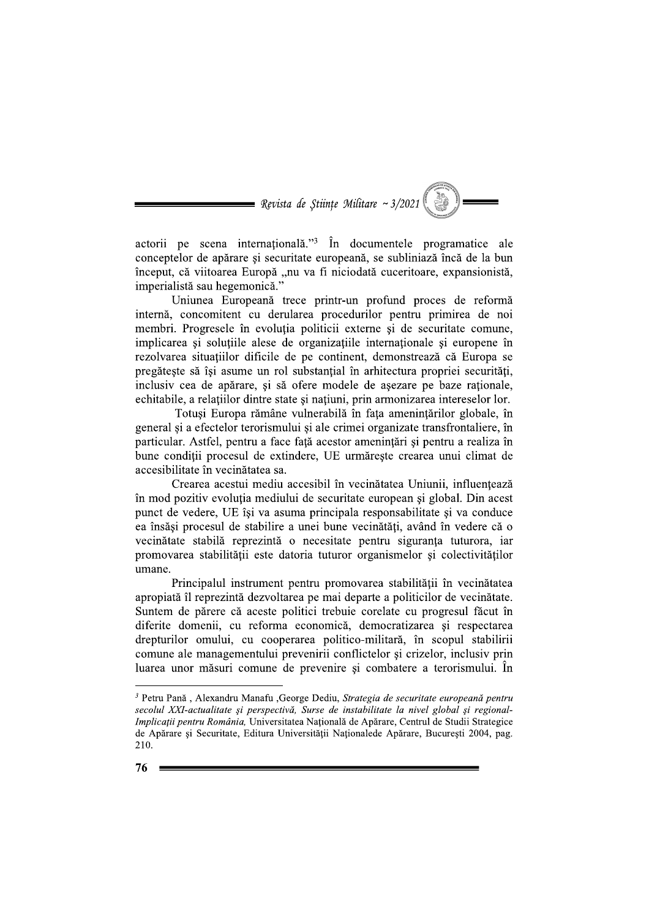actorii pe scena internațională."[3] În documentele programatice ale conceptelor de apărare și securitate europeană, se subliniază încă de la bun început, că viitoarea Europă „nu va fi niciodată cuceritoare, expansionistă, imperialistă sau hegemonică."

Uniunea Europeană trece printr-un profund proces de reformă internă, concomitent cu derularea procedurilor pentru primirea de noi membri. Progresele în evoluția politicii externe și de securitate comune, implicarea și soluțiile alese de organizațiile internaționale și europene în rezolvarea situațiilor dificile de pe continent, demonstrează că Europa se pregătește să își asume un rol substanțial în arhitectura propriei securități, inclusiv cea de apărare, și să ofere modele de așezare pe baze raționale, echitabile, a relațiilor dintre state și națiuni, prin armonizarea intereselor lor.

Totuși Europa rămâne vulnerabilă în fața amenințărilor globale, în general și a efectelor terorismului și ale crimei organizate transfrontaliere, în particular. Astfel, pentru a face față acestor amenințări și pentru a realiza în bune condiții procesul de extindere, UE urmărește crearea unui climat de accesibilitate în vecinătatea sa.

Crearea acestui mediu accesibil în vecinătatea Uniunii, influențează în mod pozitiv evoluția mediului de securitate european și global. Din acest punct de vedere, UE își va asuma principala responsabilitate și va conduce ea însăși procesul de stabilire a unei bune vecinătăți, având în vedere că o vecinătate stabilă reprezintă o necesitate pentru siguranța tuturora, iar promovarea stabilității este datoria tuturor organismelor și colectivităților umane.

Principalul instrument pentru promovarea stabilității în vecinătatea apropiată îl reprezintă dezvoltarea pe mai departe a politicilor de vecinătate. Suntem de părere că aceste politici trebuie corelate cu progresul făcut în diferite domenii, cu reforma economică, democratizarea și respectarea drepturilor omului, cu cooperarea politico-militară, în scopul stabilirii comune ale managementului prevenirii conflictelor și crizelor, inclusiv prin luarea unor măsuri comune de prevenire și combatere a terorismului. În

---

[3] Petru Pană , Alexandru Manafu ,George Dediu, *Strategia de securitate europeană pentru secolul XXI-actualitate și perspectivă, Surse de instabilitate la nivel global și regional-Implicații pentru România,* Universitatea Națională de Apărare, Centrul de Studii Strategice de Apărare și Securitate, Editura Universității Naționalede Apărare, București 2004, pag. 210.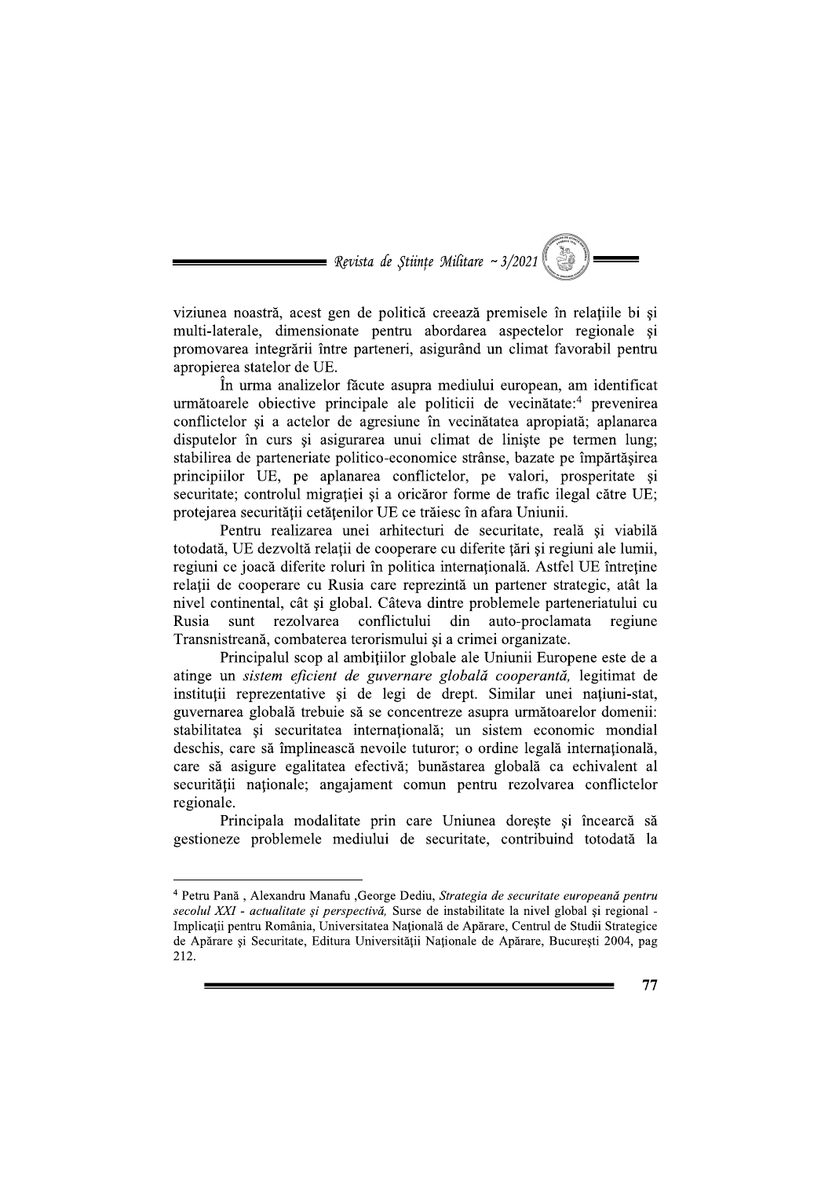viziunea noastră, acest gen de politică creează premisele în relațiile bi și multi-laterale, dimensionate pentru abordarea aspectelor regionale și promovarea integrării între parteneri, asigurând un climat favorabil pentru apropierea statelor de UE.

În urma analizelor făcute asupra mediului european, am identificat următoarele obiective principale ale politicii de vecinătate:[4] prevenirea conflictelor și a actelor de agresiune în vecinătatea apropiată; aplanarea disputelor în curs și asigurarea unui climat de liniște pe termen lung; stabilirea de parteneriate politico-economice strânse, bazate pe împărtășirea principiilor UE, pe aplanarea conflictelor, pe valori, prosperitate și securitate; controlul migrației și a oricăror forme de trafic ilegal către UE; protejarea securității cetățenilor UE ce trăiesc în afara Uniunii.

Pentru realizarea unei arhitecturi de securitate, reală și viabilă totodată, UE dezvoltă relații de cooperare cu diferite țări și regiuni ale lumii, regiuni ce joacă diferite roluri în politica internațională. Astfel UE întreține relații de cooperare cu Rusia care reprezintă un partener strategic, atât la nivel continental, cât și global. Câteva dintre problemele parteneriatului cu Rusia sunt rezolvarea conflictului din auto-proclamata regiune Transnistreană, combaterea terorismului și a crimei organizate.

Principalul scop al ambițiilor globale ale Uniunii Europene este de a atinge un *sistem eficient de guvernare globală cooperantă,* legitimat de instituții reprezentative și de legi de drept. Similar unei națiuni-stat, guvernarea globală trebuie să se concentreze asupra următoarelor domenii: stabilitatea și securitatea internațională; un sistem economic mondial deschis, care să împlinească nevoile tuturor; o ordine legală internațională, care să asigure egalitatea efectivă; bunăstarea globală ca echivalent al securității naționale; angajament comun pentru rezolvarea conflictelor regionale.

Principala modalitate prin care Uniunea dorește și încearcă să gestioneze problemele mediului de securitate, contribuind totodată la

---

[4] Petru Pană , Alexandru Manafu ,George Dediu, *Strategia de securitate europeană pentru secolul XXI - actualitate și perspectivă,* Surse de instabilitate la nivel global și regional - Implicații pentru România, Universitatea Națională de Apărare, Centrul de Studii Strategice de Apărare și Securitate, Editura Universității Naționale de Apărare, București 2004, pag 212.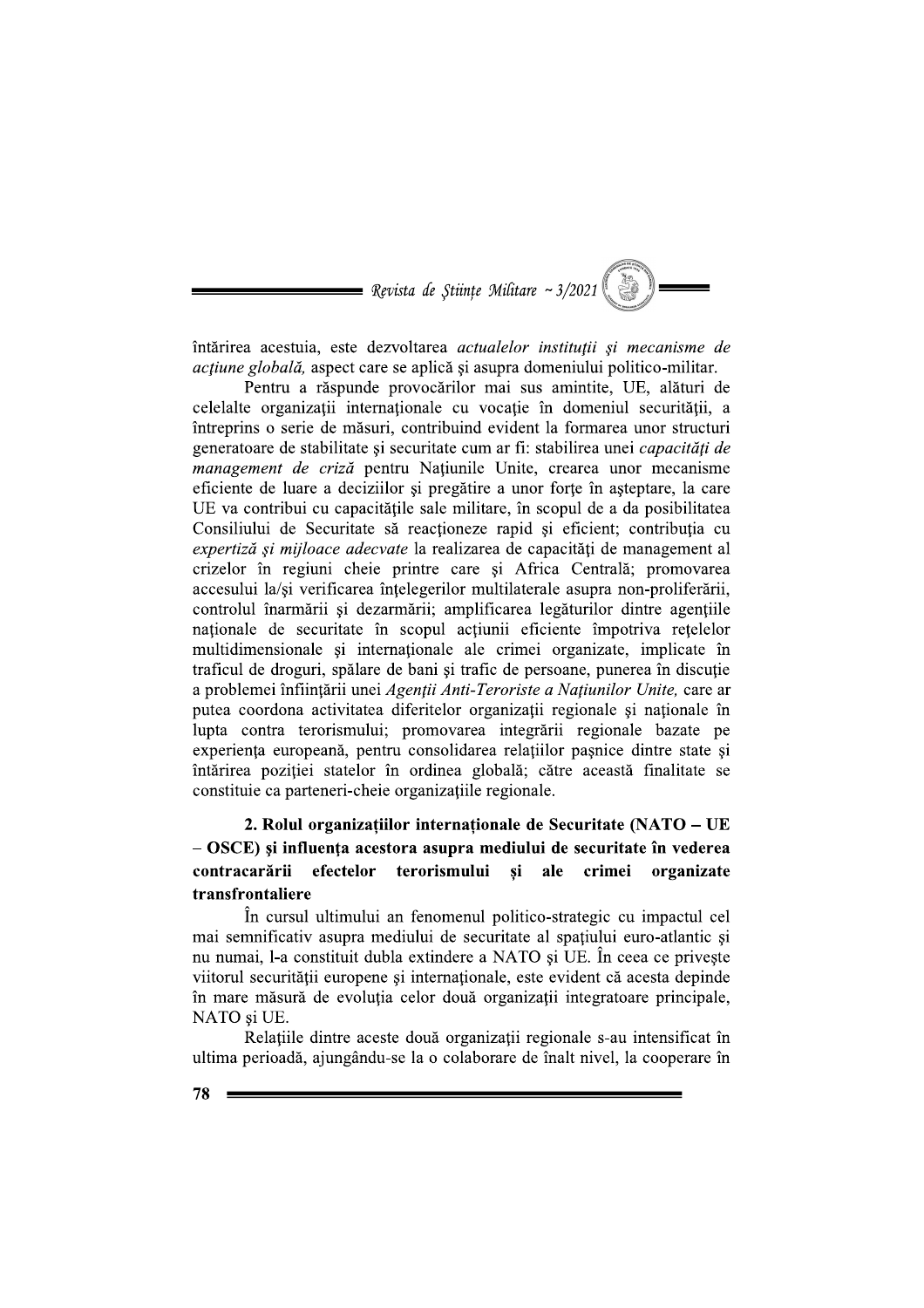întărirea acestuia, este dezvoltarea *actualelor instituţii şi mecanisme de acţiune globală,* aspect care se aplică şi asupra domeniului politico-militar.

Pentru a răspunde provocărilor mai sus amintite, UE, alături de celelalte organizaţii internaţionale cu vocaţie în domeniul securităţii, a întreprins o serie de măsuri, contribuind evident la formarea unor structuri generatoare de stabilitate şi securitate cum ar fi: stabilirea unei *capacităţi de management de criză* pentru Naţiunile Unite, crearea unor mecanisme eficiente de luare a deciziilor şi pregătire a unor forţe în aşteptare, la care UE va contribui cu capacităţile sale militare, în scopul de a da posibilitatea Consiliului de Securitate să reacţioneze rapid şi eficient; contribuţia cu *expertiză şi mijloace adecvate* la realizarea de capacităţi de management al crizelor în regiuni cheie printre care şi Africa Centrală; promovarea accesului la/şi verificarea înţelegerilor multilaterale asupra non-proliferării, controlul înarmării şi dezarmării; amplificarea legăturilor dintre agenţiile naţionale de securitate în scopul acţiunii eficiente împotriva reţelelor multidimensionale şi internaţionale ale crimei organizate, implicate în traficul de droguri, spălare de bani şi trafic de persoane, punerea în discuţie a problemei înfiinţării unei *Agenţii Anti-Teroriste a Naţiunilor Unite,* care ar putea coordona activitatea diferitelor organizaţii regionale şi naţionale în lupta contra terorismului; promovarea integrării regionale bazate pe experienţa europeană, pentru consolidarea relaţiilor paşnice dintre state şi întărirea poziţiei statelor în ordinea globală; către această finalitate se constituie ca parteneri-cheie organizaţiile regionale.

## 2. Rolul organizaţiilor internaţionale de Securitate (NATO – UE – OSCE) şi influenţa acestora asupra mediului de securitate în vederea contracarării efectelor terorismului şi ale crimei organizate transfrontaliere

În cursul ultimului an fenomenul politico-strategic cu impactul cel mai semnificativ asupra mediului de securitate al spaţiului euro-atlantic şi nu numai, l-a constituit dubla extindere a NATO şi UE. În ceea ce priveşte viitorul securităţii europene şi internaţionale, este evident că acesta depinde în mare măsură de evoluţia celor două organizaţii integratoare principale, NATO şi UE.

Relaţiile dintre aceste două organizaţii regionale s-au intensificat în ultima perioadă, ajungându-se la o colaborare de înalt nivel, la cooperare în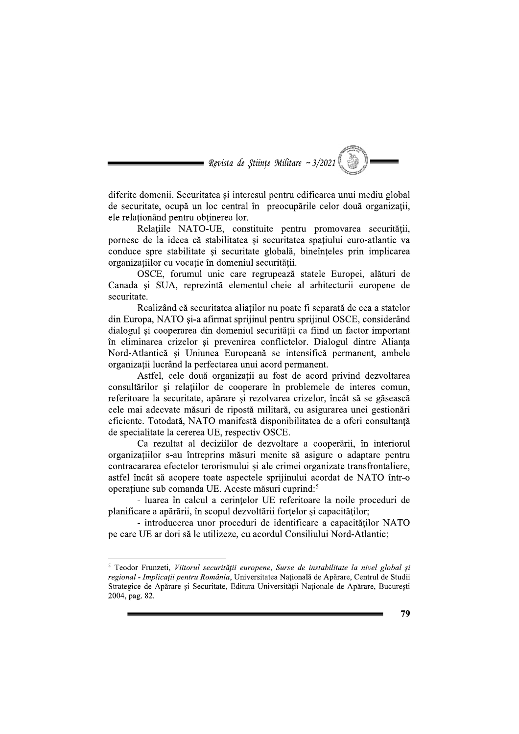diferite domenii. Securitatea şi interesul pentru edificarea unui mediu global de securitate, ocupă un loc central în preocupările celor două organizaţii, ele relaţionând pentru obţinerea lor.

Relaţiile NATO-UE, constituite pentru promovarea securităţii, pornesc de la ideea că stabilitatea şi securitatea spaţiului euro-atlantic va conduce spre stabilitate şi securitate globală, bineînţeles prin implicarea organizaţiilor cu vocaţie în domeniul securităţii.

OSCE, forumul unic care regrupează statele Europei, alături de Canada şi SUA, reprezintă elementul-cheie al arhitecturii europene de securitate.

Realizând că securitatea aliaţilor nu poate fi separată de cea a statelor din Europa, NATO şi-a afirmat sprijinul pentru sprijinul OSCE, considerând dialogul şi cooperarea din domeniul securităţii ca fiind un factor important în eliminarea crizelor şi prevenirea conflictelor. Dialogul dintre Alianţa Nord-Atlantică şi Uniunea Europeană se intensifică permanent, ambele organizaţii lucrând la perfectarea unui acord permanent.

Astfel, cele două organizaţii au fost de acord privind dezvoltarea consultărilor şi relaţiilor de cooperare în problemele de interes comun, referitoare la securitate, apărare şi rezolvarea crizelor, încât să se găsească cele mai adecvate măsuri de ripostă militară, cu asigurarea unei gestionări eficiente. Totodată, NATO manifestă disponibilitatea de a oferi consultanţă de specialitate la cererea UE, respectiv OSCE.

Ca rezultat al deciziilor de dezvoltare a cooperării, în interiorul organizaţiilor s-au întreprins măsuri menite să asigure o adaptare pentru contracararea efectelor terorismului şi ale crimei organizate transfrontaliere, astfel încât să acopere toate aspectele sprijinului acordat de NATO într-o operaţiune sub comanda UE. Aceste măsuri cuprind:[5]

- luarea în calcul a cerinţelor UE referitoare la noile proceduri de planificare a apărării, în scopul dezvoltării forţelor şi capacităţilor;

- introducerea unor proceduri de identificare a capacităţilor NATO pe care UE ar dori să le utilizeze, cu acordul Consiliului Nord-Atlantic;

---

[5] Teodor Frunzeti, *Viitorul securităţii europene, Surse de instabilitate la nivel global şi regional - Implicaţii pentru România*, Universitatea Naţională de Apărare, Centrul de Studii Strategice de Apărare şi Securitate, Editura Universităţii Naţionale de Apărare, Bucureşti 2004, pag. 82.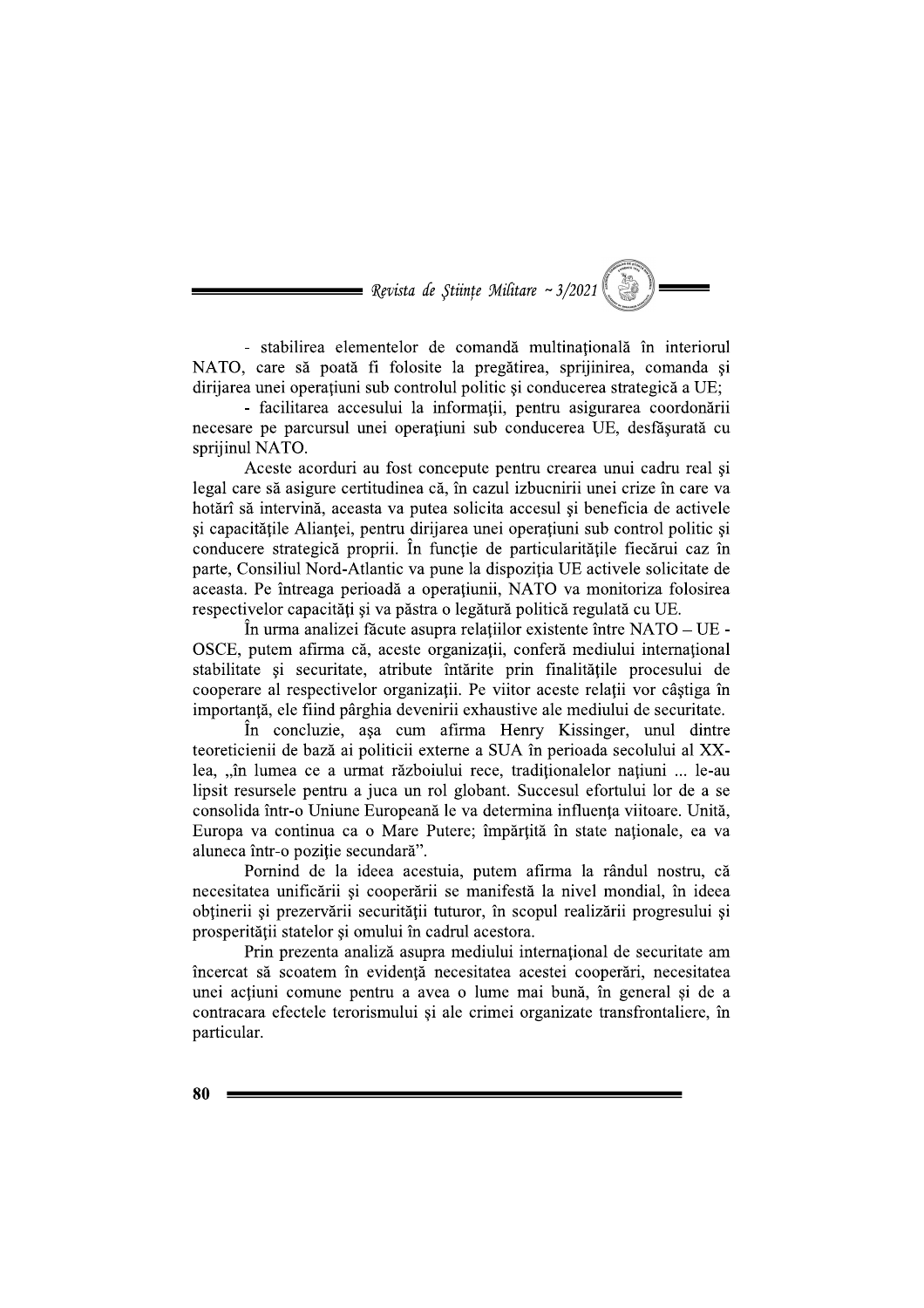- stabilirea elementelor de comandă multinațională în interiorul NATO, care să poată fi folosite la pregătirea, sprijinirea, comanda și dirijarea unei operațiuni sub controlul politic și conducerea strategică a UE;

- facilitarea accesului la informații, pentru asigurarea coordonării necesare pe parcursul unei operațiuni sub conducerea UE, desfășurată cu sprijinul NATO.

Aceste acorduri au fost concepute pentru crearea unui cadru real și legal care să asigure certitudinea că, în cazul izbucnirii unei crize în care va hotărî să intervină, aceasta va putea solicita accesul și beneficia de activele și capacitățile Alianței, pentru dirijarea unei operațiuni sub control politic și conducere strategică proprii. În funcție de particularitățile fiecărui caz în parte, Consiliul Nord-Atlantic va pune la dispoziția UE activele solicitate de aceasta. Pe întreaga perioadă a operațiunii, NATO va monitoriza folosirea respectivelor capacități și va păstra o legătură politică regulată cu UE.

În urma analizei făcute asupra relațiilor existente între NATO – UE - OSCE, putem afirma că, aceste organizații, conferă mediului internațional stabilitate și securitate, atribute întărite prin finalitățile procesului de cooperare al respectivelor organizații. Pe viitor aceste relații vor câștiga în importanță, ele fiind pârghia devenirii exhaustive ale mediului de securitate.

În concluzie, așa cum afirma Henry Kissinger, unul dintre teoreticienii de bază ai politicii externe a SUA în perioada secolului al XX-lea, „în lumea ce a urmat războiului rece, tradiționalelor națiuni ... le-au lipsit resursele pentru a juca un rol globant. Succesul efortului lor de a se consolida într-o Uniune Europeană le va determina influența viitoare. Unită, Europa va continua ca o Mare Putere; împărțită în state naționale, ea va aluneca într-o poziție secundară".

Pornind de la ideea acestuia, putem afirma la rândul nostru, că necesitatea unificării și cooperării se manifestă la nivel mondial, în ideea obținerii și prezervării securității tuturor, în scopul realizării progresului și prosperității statelor și omului în cadrul acestora.

Prin prezenta analiză asupra mediului internațional de securitate am încercat să scoatem în evidență necesitatea acestei cooperări, necesitatea unei acțiuni comune pentru a avea o lume mai bună, în general și de a contracara efectele terorismului și ale crimei organizate transfrontaliere, în particular.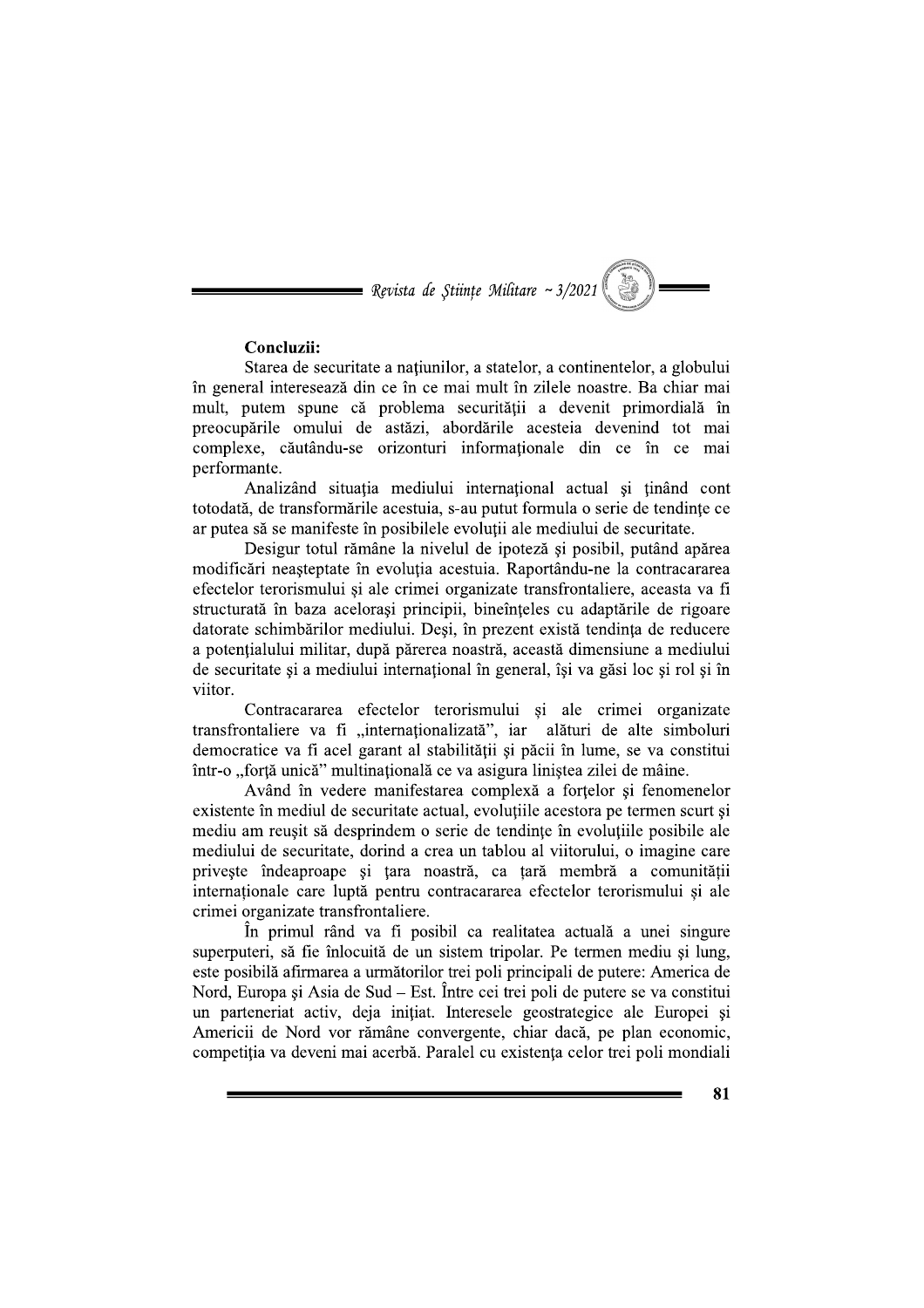**Concluzii:**

Starea de securitate a națiunilor, a statelor, a continentelor, a globului în general interesează din ce în ce mai mult în zilele noastre. Ba chiar mai mult, putem spune că problema securității a devenit primordială în preocupările omului de astăzi, abordările acesteia devenind tot mai complexe, căutându-se orizonturi informaționale din ce în ce mai performante.

Analizând situația mediului internațional actual și ținând cont totodată, de transformările acestuia, s-au putut formula o serie de tendințe ce ar putea să se manifeste în posibilele evoluții ale mediului de securitate.

Desigur totul rămâne la nivelul de ipoteză și posibil, putând apărea modificări neașteptate în evoluția acestuia. Raportându-ne la contracararea efectelor terorismului și ale crimei organizate transfrontaliere, aceasta va fi structurată în baza acelorași principii, bineînțeles cu adaptările de rigoare datorate schimbărilor mediului. Deși, în prezent există tendința de reducere a potențialului militar, după părerea noastră, această dimensiune a mediului de securitate și a mediului internațional în general, își va găsi loc și rol și în viitor.

Contracararea efectelor terorismului și ale crimei organizate transfrontaliere va fi „internaționalizată", iar alături de alte simboluri democratice va fi acel garant al stabilității și păcii în lume, se va constitui într-o „forță unică" multinațională ce va asigura liniștea zilei de mâine.

Având în vedere manifestarea complexă a forțelor și fenomenelor existente în mediul de securitate actual, evoluțiile acestora pe termen scurt și mediu am reușit să desprindem o serie de tendințe în evoluțiile posibile ale mediului de securitate, dorind a crea un tablou al viitorului, o imagine care privește îndeaproape și țara noastră, ca țară membră a comunității internaționale care luptă pentru contracararea efectelor terorismului și ale crimei organizate transfrontaliere.

În primul rând va fi posibil ca realitatea actuală a unei singure superputeri, să fie înlocuită de un sistem tripolar. Pe termen mediu și lung, este posibilă afirmarea a următorilor trei poli principali de putere: America de Nord, Europa și Asia de Sud – Est. Între cei trei poli de putere se va constitui un parteneriat activ, deja inițiat. Interesele geostrategice ale Europei și Americii de Nord vor rămâne convergente, chiar dacă, pe plan economic, competiția va deveni mai acerbă. Paralel cu existența celor trei poli mondiali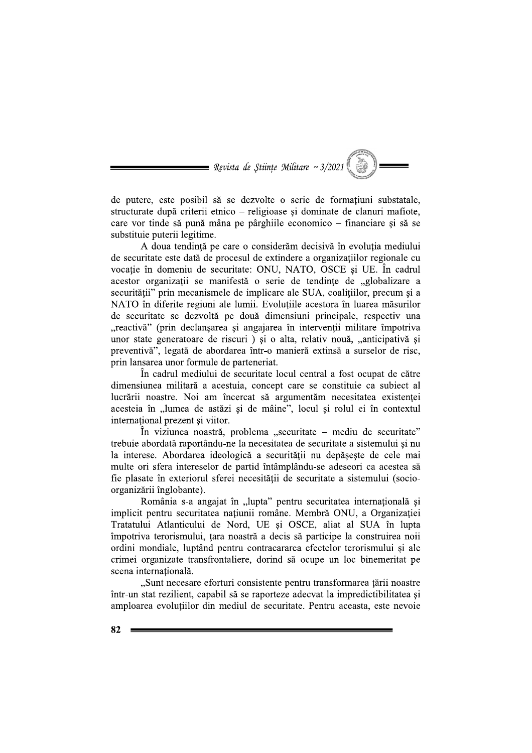de putere, este posibil să se dezvolte o serie de formațiuni substatale, structurate după criterii etnico – religioase și dominate de clanuri mafiote, care vor tinde să pună mâna pe pârghiile economico – financiare și să se substituie puterii legitime.

A doua tendință pe care o considerăm decisivă în evoluția mediului de securitate este dată de procesul de extindere a organizațiilor regionale cu vocație în domeniu de securitate: ONU, NATO, OSCE și UE. În cadrul acestor organizații se manifestă o serie de tendințe de „globalizare a securității" prin mecanismele de implicare ale SUA, coalițiilor, precum și a NATO în diferite regiuni ale lumii. Evoluțiile acestora în luarea măsurilor de securitate se dezvoltă pe două dimensiuni principale, respectiv una „reactivă" (prin declanșarea și angajarea în intervenții militare împotriva unor state generatoare de riscuri ) și o alta, relativ nouă, „anticipativă și preventivă", legată de abordarea într-o manieră extinsă a surselor de risc, prin lansarea unor formule de parteneriat.

În cadrul mediului de securitate locul central a fost ocupat de către dimensiunea militară a acestuia, concept care se constituie ca subiect al lucrării noastre. Noi am încercat să argumentăm necesitatea existenței acesteia în „lumea de astăzi și de mâine", locul și rolul ei în contextul internațional prezent și viitor.

În viziunea noastră, problema „securitate – mediu de securitate" trebuie abordată raportându-ne la necesitatea de securitate a sistemului și nu la interese. Abordarea ideologică a securității nu depășește de cele mai multe ori sfera intereselor de partid întâmplându-se adeseori ca acestea să fie plasate în exteriorul sferei necesității de securitate a sistemului (socio-organizării înglobante).

România s-a angajat în „lupta" pentru securitatea internațională și implicit pentru securitatea națiunii române. Membră ONU, a Organizației Tratatului Atlanticului de Nord, UE și OSCE, aliat al SUA în lupta împotriva terorismului, țara noastră a decis să participe la construirea noii ordini mondiale, luptând pentru contracararea efectelor terorismului și ale crimei organizate transfrontaliere, dorind să ocupe un loc binemeritat pe scena internațională.

„Sunt necesare eforturi consistente pentru transformarea țării noastre într-un stat rezilient, capabil să se raporteze adecvat la impredictibilitatea și amploarea evoluțiilor din mediul de securitate. Pentru aceasta, este nevoie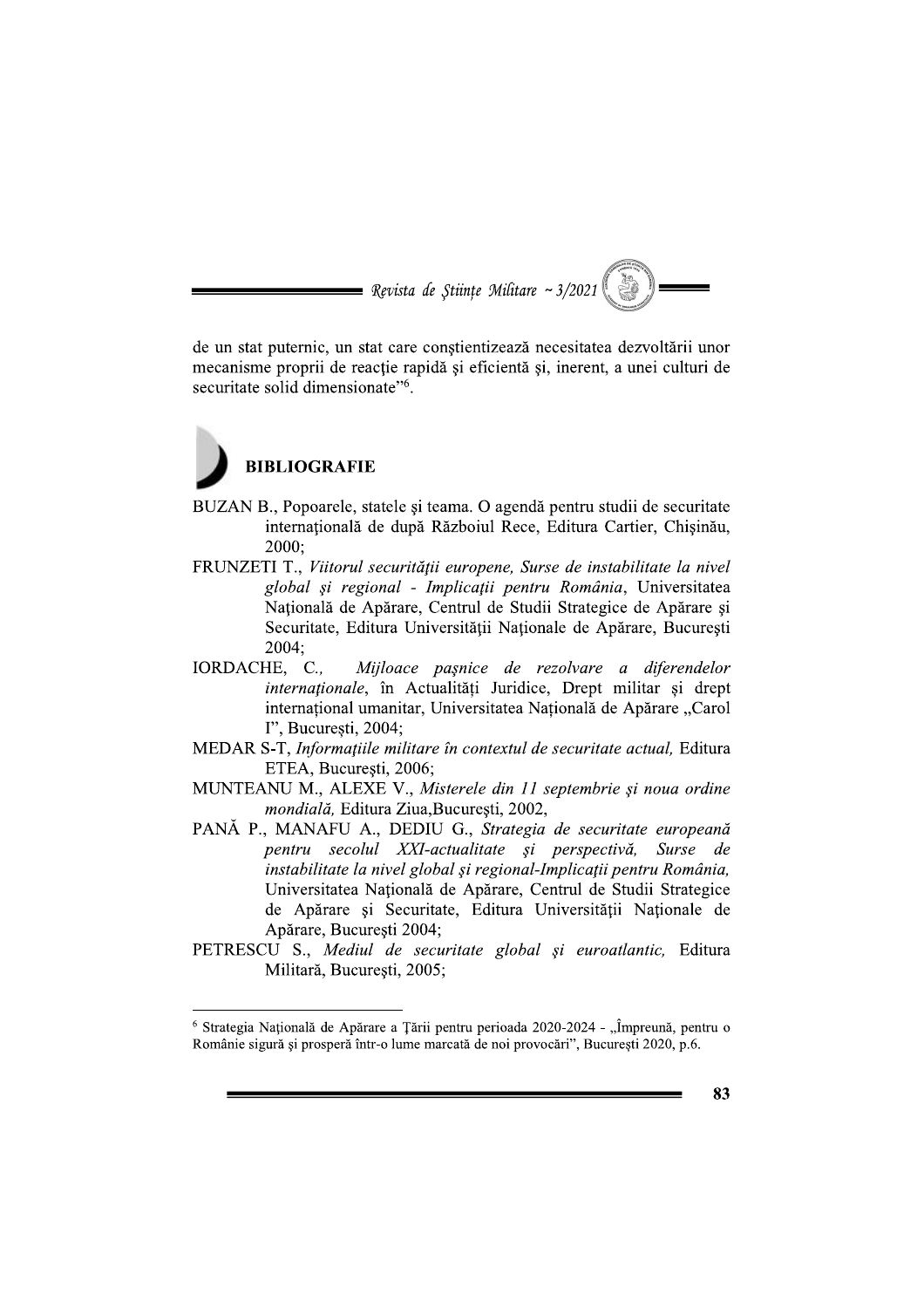de un stat puternic, un stat care conştientizează necesitatea dezvoltării unor mecanisme proprii de reacţie rapidă şi eficientă şi, inerent, a unei culturi de securitate solid dimensionate"[6].

## BIBLIOGRAFIE

BUZAN B., Popoarele, statele şi teama. O agendă pentru studii de securitate internaţională de după Războiul Rece, Editura Cartier, Chişinău, 2000;

FRUNZETI T., *Viitorul securităţii europene, Surse de instabilitate la nivel global şi regional - Implicaţii pentru România*, Universitatea Naţională de Apărare, Centrul de Studii Strategice de Apărare şi Securitate, Editura Universităţii Naţionale de Apărare, Bucureşti 2004;

IORDACHE, C., *Mijloace paşnice de rezolvare a diferendelor internaţionale*, în Actualităţi Juridice, Drept militar şi drept internaţional umanitar, Universitatea Naţională de Apărare „Carol I", Bucureşti, 2004;

MEDAR S-T, *Informaţiile militare în contextul de securitate actual,* Editura ETEA, Bucureşti, 2006;

MUNTEANU M., ALEXE V., *Misterele din 11 septembrie şi noua ordine mondială,* Editura Ziua,Bucureşti, 2002,

PANĂ P., MANAFU A., DEDIU G., *Strategia de securitate europeană pentru secolul XXI-actualitate şi perspectivă, Surse de instabilitate la nivel global şi regional-Implicaţii pentru România,* Universitatea Naţională de Apărare, Centrul de Studii Strategice de Apărare şi Securitate, Editura Universităţii Naţionale de Apărare, Bucureşti 2004;

PETRESCU S., *Mediul de securitate global şi euroatlantic,* Editura Militară, Bucureşti, 2005;

---

[6] Strategia Naţională de Apărare a Ţării pentru perioada 2020-2024 - „Împreună, pentru o Românie sigură şi prosperă într-o lume marcată de noi provocări", Bucureşti 2020, p.6.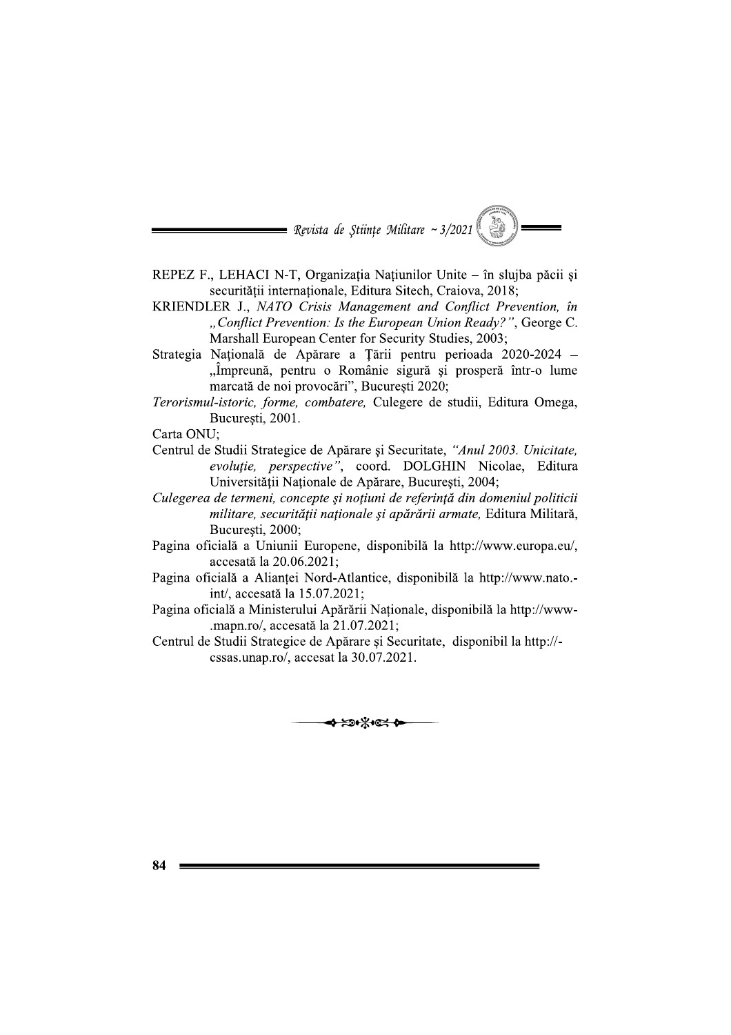REPEZ F., LEHACI N-T, Organizația Națiunilor Unite – în slujba păcii și securității internaționale, Editura Sitech, Craiova, 2018;

KRIENDLER J., *NATO Crisis Management and Conflict Prevention, în „Conflict Prevention: Is the European Union Ready?"*, George C. Marshall European Center for Security Studies, 2003;

Strategia Națională de Apărare a Țării pentru perioada 2020-2024 – „Împreună, pentru o Românie sigură și prosperă într-o lume marcată de noi provocări", București 2020;

*Terorismul-istoric, forme, combatere,* Culegere de studii, Editura Omega, București, 2001.

Carta ONU;

Centrul de Studii Strategice de Apărare și Securitate, *"Anul 2003. Unicitate, evoluție, perspective"*, coord. DOLGHIN Nicolae, Editura Universității Naționale de Apărare, București, 2004;

*Culegerea de termeni, concepte și noțiuni de referință din domeniul politicii militare, securității naționale și apărării armate,* Editura Militară, București, 2000;

Pagina oficială a Uniunii Europene, disponibilă la http://www.europa.eu/, accesată la 20.06.2021;

Pagina oficială a Alianței Nord-Atlantice, disponibilă la http://www.nato.int/, accesată la 15.07.2021;

Pagina oficială a Ministerului Apărării Naționale, disponibilă la http://www.mapn.ro/, accesată la 21.07.2021;

Centrul de Studii Strategice de Apărare și Securitate, disponibil la http://cssas.unap.ro/, accesat la 30.07.2021.